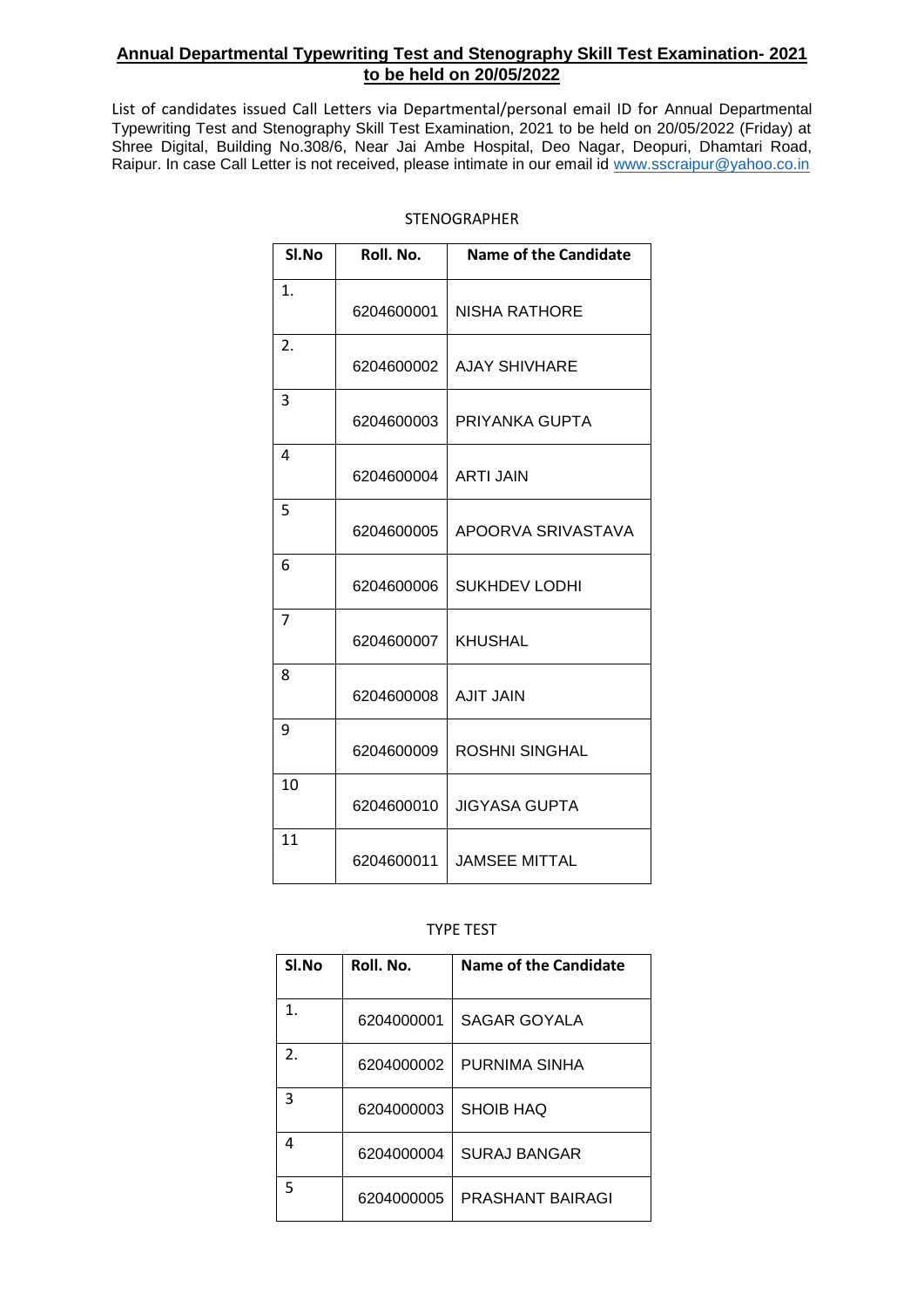## Annual Departmental Typewriting Test and Stenography Skill Test Examination- 2021 to be held on 20/05/2022

List of candidates issued Call Letters via Departmental/personal email ID for Annual Departmental Typewriting Test and Stenography Skill Test Examination, 2021 to be held on 20/05/2022 (Friday) at Shree Digital, Building No.308/6, Near Jai Ambe Hospital, Deo Nagar, Deopuri, Dhamtari Road, Raipur. In case Call Letter is not received, please intimate in our email id www.sscraipur@yahoo.co.in

STENOGRAPHER

| Sl.No | Roll. No. | Name of the Candidate |
|---|---|---|
| 1. | 6204600001 | NISHA RATHORE |
| 2. | 6204600002 | AJAY SHIVHARE |
| 3 | 6204600003 | PRIYANKA GUPTA |
| 4 | 6204600004 | ARTI JAIN |
| 5 | 6204600005 | APOORVA SRIVASTAVA |
| 6 | 6204600006 | SUKHDEV LODHI |
| 7 | 6204600007 | KHUSHAL |
| 8 | 6204600008 | AJIT JAIN |
| 9 | 6204600009 | ROSHNI SINGHAL |
| 10 | 6204600010 | JIGYASA GUPTA |
| 11 | 6204600011 | JAMSEE MITTAL |

TYPE TEST

| Sl.No | Roll. No. | Name of the Candidate |
|---|---|---|
| 1. | 6204000001 | SAGAR GOYALA |
| 2. | 6204000002 | PURNIMA SINHA |
| 3 | 6204000003 | SHOIB HAQ |
| 4 | 6204000004 | SURAJ BANGAR |
| 5 | 6204000005 | PRASHANT BAIRAGI |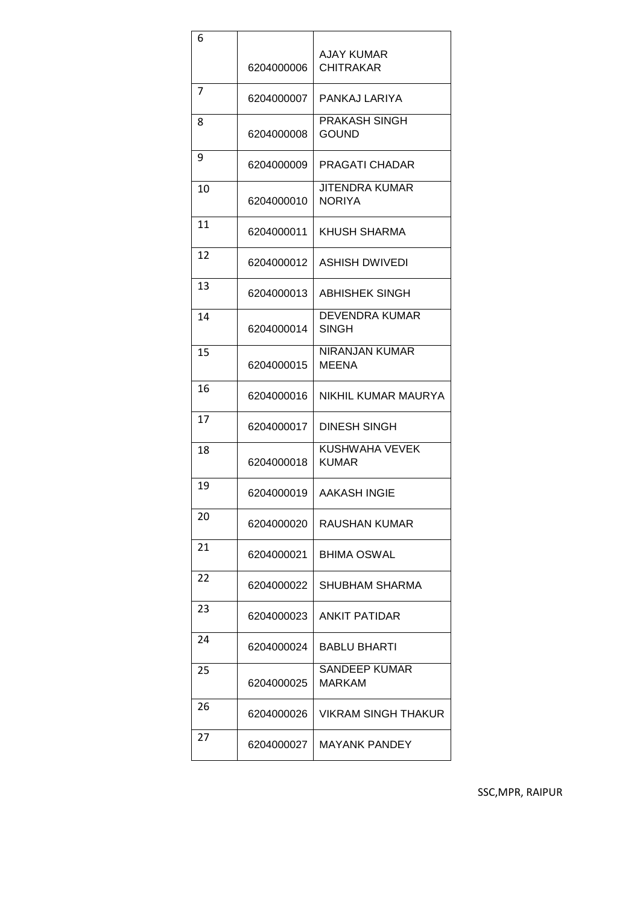| | | |
|---|---|---|
| 6 | 6204000006 | AJAY KUMAR CHITRAKAR |
| 7 | 6204000007 | PANKAJ LARIYA |
| 8 | 6204000008 | PRAKASH SINGH GOUND |
| 9 | 6204000009 | PRAGATI CHADAR |
| 10 | 6204000010 | JITENDRA KUMAR NORIYA |
| 11 | 6204000011 | KHUSH SHARMA |
| 12 | 6204000012 | ASHISH DWIVEDI |
| 13 | 6204000013 | ABHISHEK SINGH |
| 14 | 6204000014 | DEVENDRA KUMAR SINGH |
| 15 | 6204000015 | NIRANJAN KUMAR MEENA |
| 16 | 6204000016 | NIKHIL KUMAR MAURYA |
| 17 | 6204000017 | DINESH SINGH |
| 18 | 6204000018 | KUSHWAHA VEVEK KUMAR |
| 19 | 6204000019 | AAKASH INGIE |
| 20 | 6204000020 | RAUSHAN KUMAR |
| 21 | 6204000021 | BHIMA OSWAL |
| 22 | 6204000022 | SHUBHAM SHARMA |
| 23 | 6204000023 | ANKIT PATIDAR |
| 24 | 6204000024 | BABLU BHARTI |
| 25 | 6204000025 | SANDEEP KUMAR MARKAM |
| 26 | 6204000026 | VIKRAM SINGH THAKUR |
| 27 | 6204000027 | MAYANK PANDEY |

SSC,MPR, RAIPUR